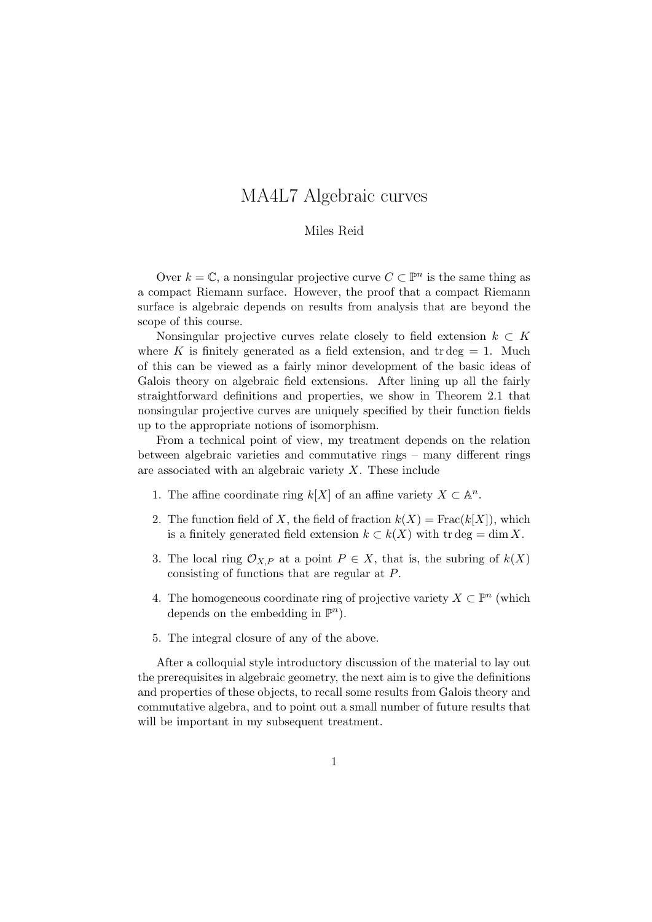# MA4L7 Algebraic curves

Miles Reid

Over $k = \mathbb{C}$, a nonsingular projective curve $C \subset \mathbb{P}^n$ is the same thing as a compact Riemann surface. However, the proof that a compact Riemann surface is algebraic depends on results from analysis that are beyond the scope of this course.

Nonsingular projective curves relate closely to field extension $k \subset K$ where $K$ is finitely generated as a field extension, and $\operatorname{tr}\deg = 1$. Much of this can be viewed as a fairly minor development of the basic ideas of Galois theory on algebraic field extensions. After lining up all the fairly straightforward definitions and properties, we show in Theorem 2.1 that nonsingular projective curves are uniquely specified by their function fields up to the appropriate notions of isomorphism.

From a technical point of view, my treatment depends on the relation between algebraic varieties and commutative rings – many different rings are associated with an algebraic variety $X$. These include

1. The affine coordinate ring $k[X]$ of an affine variety $X \subset \mathbb{A}^n$.
2. The function field of $X$, the field of fraction $k(X) = \operatorname{Frac}(k[X])$, which is a finitely generated field extension $k \subset k(X)$ with $\operatorname{tr}\deg = \dim X$.
3. The local ring $\mathcal{O}_{X,P}$ at a point $P \in X$, that is, the subring of $k(X)$ consisting of functions that are regular at $P$.
4. The homogeneous coordinate ring of projective variety $X \subset \mathbb{P}^n$ (which depends on the embedding in $\mathbb{P}^n$).
5. The integral closure of any of the above.

After a colloquial style introductory discussion of the material to lay out the prerequisites in algebraic geometry, the next aim is to give the definitions and properties of these objects, to recall some results from Galois theory and commutative algebra, and to point out a small number of future results that will be important in my subsequent treatment.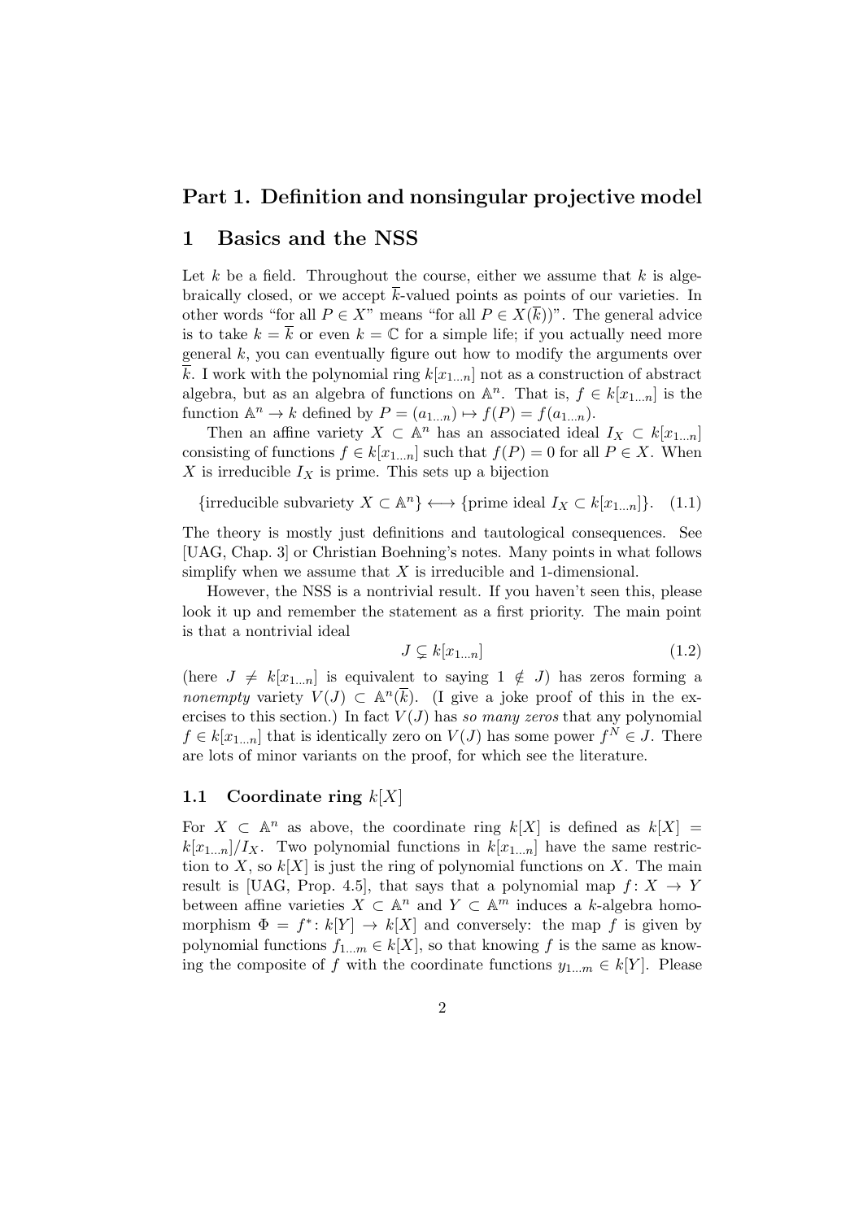# Part 1. Definition and nonsingular projective model

## 1 Basics and the NSS

Let $k$ be a field. Throughout the course, either we assume that $k$ is algebraically closed, or we accept $\overline{k}$-valued points as points of our varieties. In other words "for all $P \in X$" means "for all $P \in X(\overline{k})$)". The general advice is to take $k = \overline{k}$ or even $k = \mathbb{C}$ for a simple life; if you actually need more general $k$, you can eventually figure out how to modify the arguments over $\overline{k}$. I work with the polynomial ring $k[x_{1\dots n}]$ not as a construction of abstract algebra, but as an algebra of functions on $\mathbb{A}^n$. That is, $f \in k[x_{1\dots n}]$ is the function $\mathbb{A}^n \to k$ defined by $P = (a_{1\dots n}) \mapsto f(P) = f(a_{1\dots n})$.

Then an affine variety $X \subset \mathbb{A}^n$ has an associated ideal $I_X \subset k[x_{1\dots n}]$ consisting of functions $f \in k[x_{1\dots n}]$ such that $f(P) = 0$ for all $P \in X$. When $X$ is irreducible $I_X$ is prime. This sets up a bijection

$$\{\text{irreducible subvariety } X \subset \mathbb{A}^n\} \longleftrightarrow \{\text{prime ideal } I_X \subset k[x_{1\dots n}]\}. \quad (1.1)$$

The theory is mostly just definitions and tautological consequences. See [UAG, Chap. 3] or Christian Boehning's notes. Many points in what follows simplify when we assume that $X$ is irreducible and 1-dimensional.

However, the NSS is a nontrivial result. If you haven't seen this, please look it up and remember the statement as a first priority. The main point is that a nontrivial ideal

$$J \subsetneq k[x_{1\dots n}] \quad (1.2)$$

(here $J \neq k[x_{1\dots n}]$ is equivalent to saying $1 \notin J$) has zeros forming a *nonempty* variety $V(J) \subset \mathbb{A}^n(\overline{k})$. (I give a joke proof of this in the exercises to this section.) In fact $V(J)$ has *so many zeros* that any polynomial $f \in k[x_{1\dots n}]$ that is identically zero on $V(J)$ has some power $f^N \in J$. There are lots of minor variants on the proof, for which see the literature.

### 1.1 Coordinate ring $k[X]$

For $X \subset \mathbb{A}^n$ as above, the coordinate ring $k[X]$ is defined as $k[X] = k[x_{1\dots n}]/I_X$. Two polynomial functions in $k[x_{1\dots n}]$ have the same restriction to $X$, so $k[X]$ is just the ring of polynomial functions on $X$. The main result is [UAG, Prop. 4.5], that says that a polynomial map $f\colon X \to Y$ between affine varieties $X \subset \mathbb{A}^n$ and $Y \subset \mathbb{A}^m$ induces a $k$-algebra homomorphism $\Phi = f^*\colon k[Y] \to k[X]$ and conversely: the map $f$ is given by polynomial functions $f_{1\dots m} \in k[X]$, so that knowing $f$ is the same as knowing the composite of $f$ with the coordinate functions $y_{1\dots m} \in k[Y]$. Please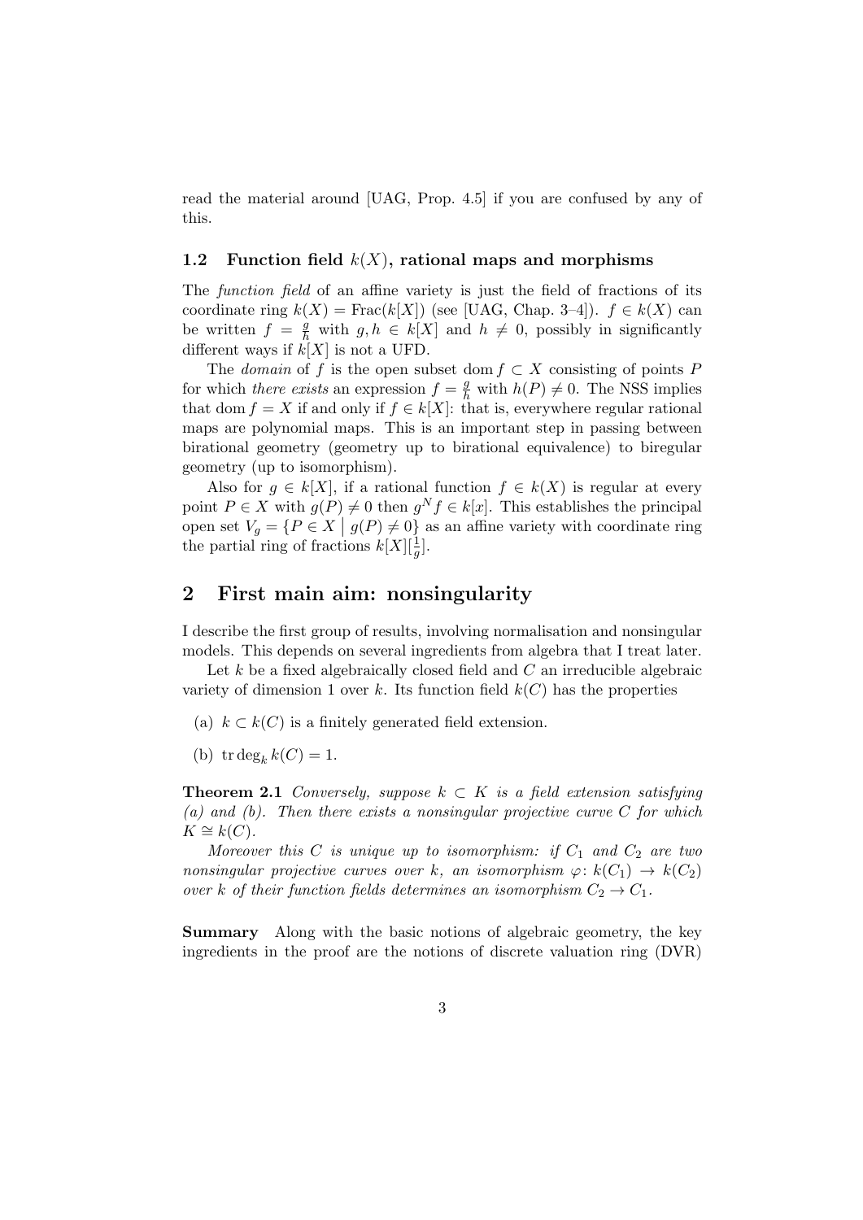read the material around [UAG, Prop. 4.5] if you are confused by any of this.

### 1.2 Function field $k(X)$, rational maps and morphisms

The *function field* of an affine variety is just the field of fractions of its coordinate ring $k(X) = \operatorname{Frac}(k[X])$ (see [UAG, Chap. 3–4]). $f \in k(X)$ can be written $f = \frac{g}{h}$ with $g, h \in k[X]$ and $h \neq 0$, possibly in significantly different ways if $k[X]$ is not a UFD.

The *domain* of $f$ is the open subset $\operatorname{dom} f \subset X$ consisting of points $P$ for which *there exists* an expression $f = \frac{g}{h}$ with $h(P) \neq 0$. The NSS implies that $\operatorname{dom} f = X$ if and only if $f \in k[X]$: that is, everywhere regular rational maps are polynomial maps. This is an important step in passing between birational geometry (geometry up to birational equivalence) to biregular geometry (up to isomorphism).

Also for $g \in k[X]$, if a rational function $f \in k(X)$ is regular at every point $P \in X$ with $g(P) \neq 0$ then $g^N f \in k[x]$. This establishes the principal open set $V_g = \{P \in X \mid g(P) \neq 0\}$ as an affine variety with coordinate ring the partial ring of fractions $k[X][\frac{1}{g}]$.

## 2 First main aim: nonsingularity

I describe the first group of results, involving normalisation and nonsingular models. This depends on several ingredients from algebra that I treat later.

Let $k$ be a fixed algebraically closed field and $C$ an irreducible algebraic variety of dimension 1 over $k$. Its function field $k(C)$ has the properties

(a) $k \subset k(C)$ is a finitely generated field extension.

(b) $\operatorname{tr}\deg_k k(C) = 1$.

**Theorem 2.1** *Conversely, suppose $k \subset K$ is a field extension satisfying (a) and (b). Then there exists a nonsingular projective curve $C$ for which $K \cong k(C)$.*

*Moreover this $C$ is unique up to isomorphism: if $C_1$ and $C_2$ are two nonsingular projective curves over $k$, an isomorphism $\varphi\colon k(C_1) \to k(C_2)$ over $k$ of their function fields determines an isomorphism $C_2 \to C_1$.*

**Summary** Along with the basic notions of algebraic geometry, the key ingredients in the proof are the notions of discrete valuation ring (DVR)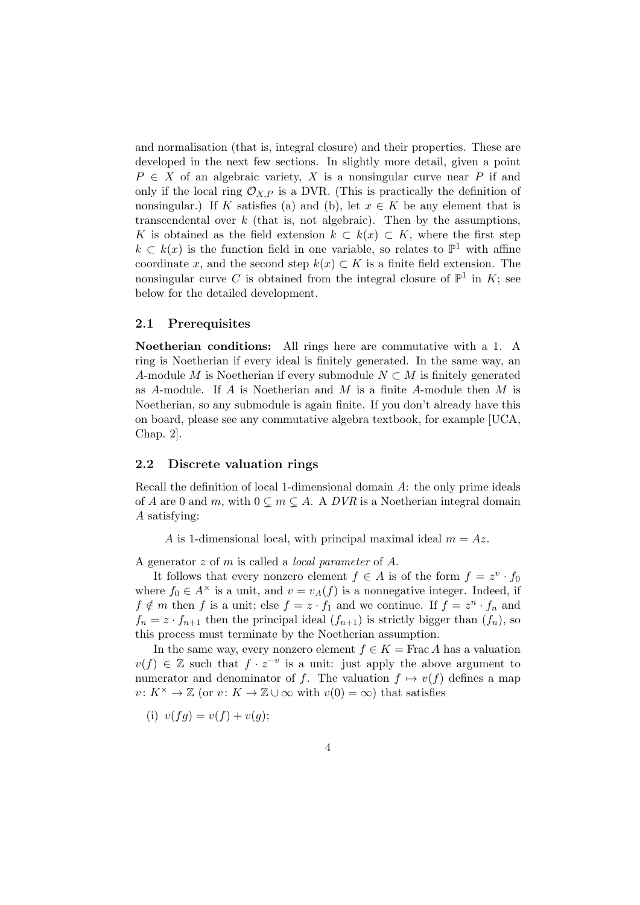and normalisation (that is, integral closure) and their properties. These are developed in the next few sections. In slightly more detail, given a point $P \in X$ of an algebraic variety, $X$ is a nonsingular curve near $P$ if and only if the local ring $\mathcal{O}_{X,P}$ is a DVR. (This is practically the definition of nonsingular.) If $K$ satisfies (a) and (b), let $x \in K$ be any element that is transcendental over $k$ (that is, not algebraic). Then by the assumptions, $K$ is obtained as the field extension $k \subset k(x) \subset K$, where the first step $k \subset k(x)$ is the function field in one variable, so relates to $\mathbb{P}^1$ with affine coordinate $x$, and the second step $k(x) \subset K$ is a finite field extension. The nonsingular curve $C$ is obtained from the integral closure of $\mathbb{P}^1$ in $K$; see below for the detailed development.

### 2.1 Prerequisites

**Noetherian conditions:** All rings here are commutative with a 1. A ring is Noetherian if every ideal is finitely generated. In the same way, an $A$-module $M$ is Noetherian if every submodule $N \subset M$ is finitely generated as $A$-module. If $A$ is Noetherian and $M$ is a finite $A$-module then $M$ is Noetherian, so any submodule is again finite. If you don't already have this on board, please see any commutative algebra textbook, for example [UCA, Chap. 2].

### 2.2 Discrete valuation rings

Recall the definition of local 1-dimensional domain $A$: the only prime ideals of $A$ are 0 and $m$, with $0 \subsetneq m \subsetneq A$. A *DVR* is a Noetherian integral domain $A$ satisfying:

$A$ is 1-dimensional local, with principal maximal ideal $m = Az$.

A generator $z$ of $m$ is called a *local parameter* of $A$.

It follows that every nonzero element $f \in A$ is of the form $f = z^v \cdot f_0$ where $f_0 \in A^\times$ is a unit, and $v = v_A(f)$ is a nonnegative integer. Indeed, if $f \notin m$ then $f$ is a unit; else $f = z \cdot f_1$ and we continue. If $f = z^n \cdot f_n$ and $f_n = z \cdot f_{n+1}$ then the principal ideal $(f_{n+1})$ is strictly bigger than $(f_n)$, so this process must terminate by the Noetherian assumption.

In the same way, every nonzero element $f \in K = \operatorname{Frac} A$ has a valuation $v(f) \in \mathbb{Z}$ such that $f \cdot z^{-v}$ is a unit: just apply the above argument to numerator and denominator of $f$. The valuation $f \mapsto v(f)$ defines a map $v \colon K^\times \to \mathbb{Z}$ (or $v \colon K \to \mathbb{Z} \cup \infty$ with $v(0) = \infty$) that satisfies

(i) $v(fg) = v(f) + v(g)$;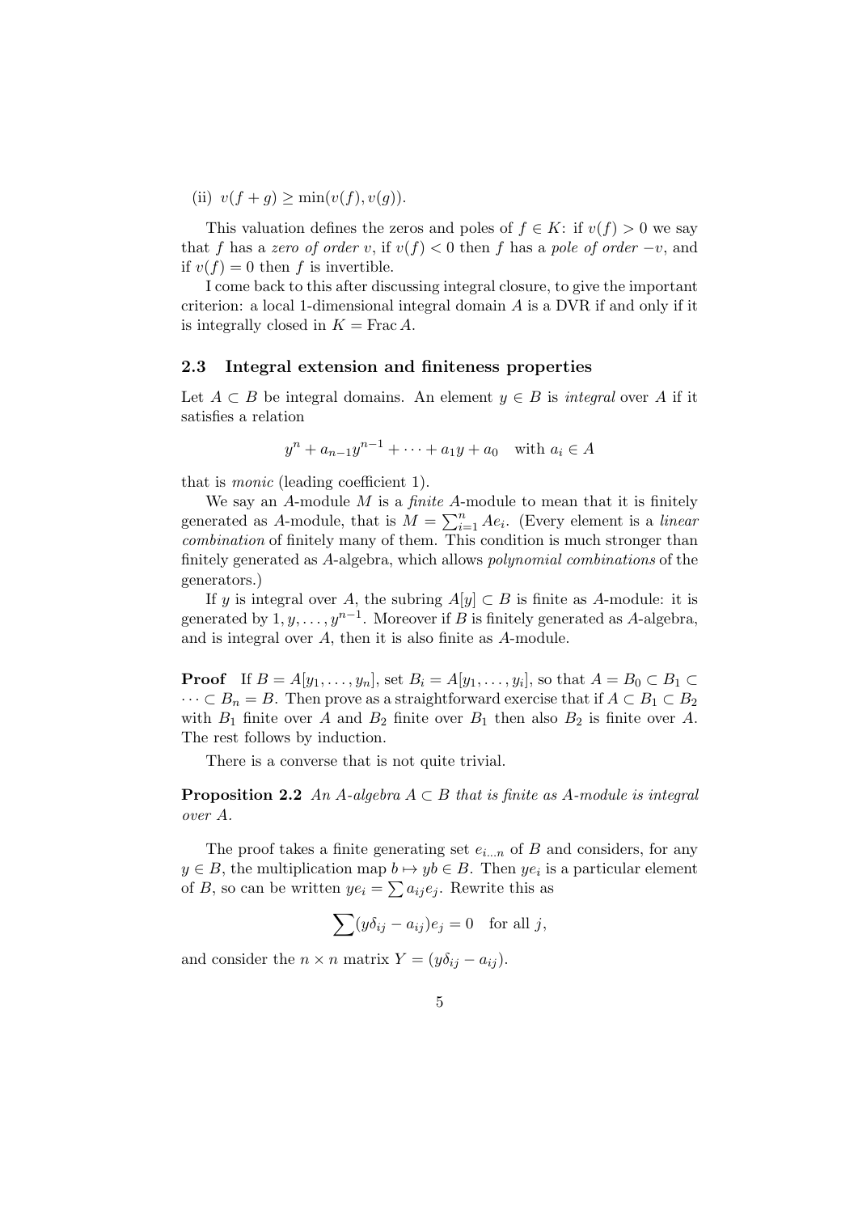(ii) $v(f+g) \geq \min(v(f), v(g))$.

This valuation defines the zeros and poles of $f \in K$: if $v(f) > 0$ we say that $f$ has a *zero of order* $v$, if $v(f) < 0$ then $f$ has a *pole of order* $-v$, and if $v(f) = 0$ then $f$ is invertible.

I come back to this after discussing integral closure, to give the important criterion: a local 1-dimensional integral domain $A$ is a DVR if and only if it is integrally closed in $K = \operatorname{Frac} A$.

### 2.3 Integral extension and finiteness properties

Let $A \subset B$ be integral domains. An element $y \in B$ is *integral* over $A$ if it satisfies a relation

$$y^n + a_{n-1}y^{n-1} + \cdots + a_1 y + a_0 \quad \text{with } a_i \in A$$

that is *monic* (leading coefficient 1).

We say an $A$-module $M$ is a *finite* $A$-module to mean that it is finitely generated as $A$-module, that is $M = \sum_{i=1}^n Ae_i$. (Every element is a *linear combination* of finitely many of them. This condition is much stronger than finitely generated as $A$-algebra, which allows *polynomial combinations* of the generators.)

If $y$ is integral over $A$, the subring $A[y] \subset B$ is finite as $A$-module: it is generated by $1, y, \ldots, y^{n-1}$. Moreover if $B$ is finitely generated as $A$-algebra, and is integral over $A$, then it is also finite as $A$-module.

**Proof** If $B = A[y_1, \ldots, y_n]$, set $B_i = A[y_1, \ldots, y_i]$, so that $A = B_0 \subset B_1 \subset \cdots \subset B_n = B$. Then prove as a straightforward exercise that if $A \subset B_1 \subset B_2$ with $B_1$ finite over $A$ and $B_2$ finite over $B_1$ then also $B_2$ is finite over $A$. The rest follows by induction.

There is a converse that is not quite trivial.

**Proposition 2.2** *An $A$-algebra $A \subset B$ that is finite as $A$-module is integral over $A$.*

The proof takes a finite generating set $e_{i\ldots n}$ of $B$ and considers, for any $y \in B$, the multiplication map $b \mapsto yb \in B$. Then $ye_i$ is a particular element of $B$, so can be written $ye_i = \sum a_{ij}e_j$. Rewrite this as

$$\sum (y\delta_{ij} - a_{ij})e_j = 0 \quad \text{for all } j,$$

and consider the $n \times n$ matrix $Y = (y\delta_{ij} - a_{ij})$.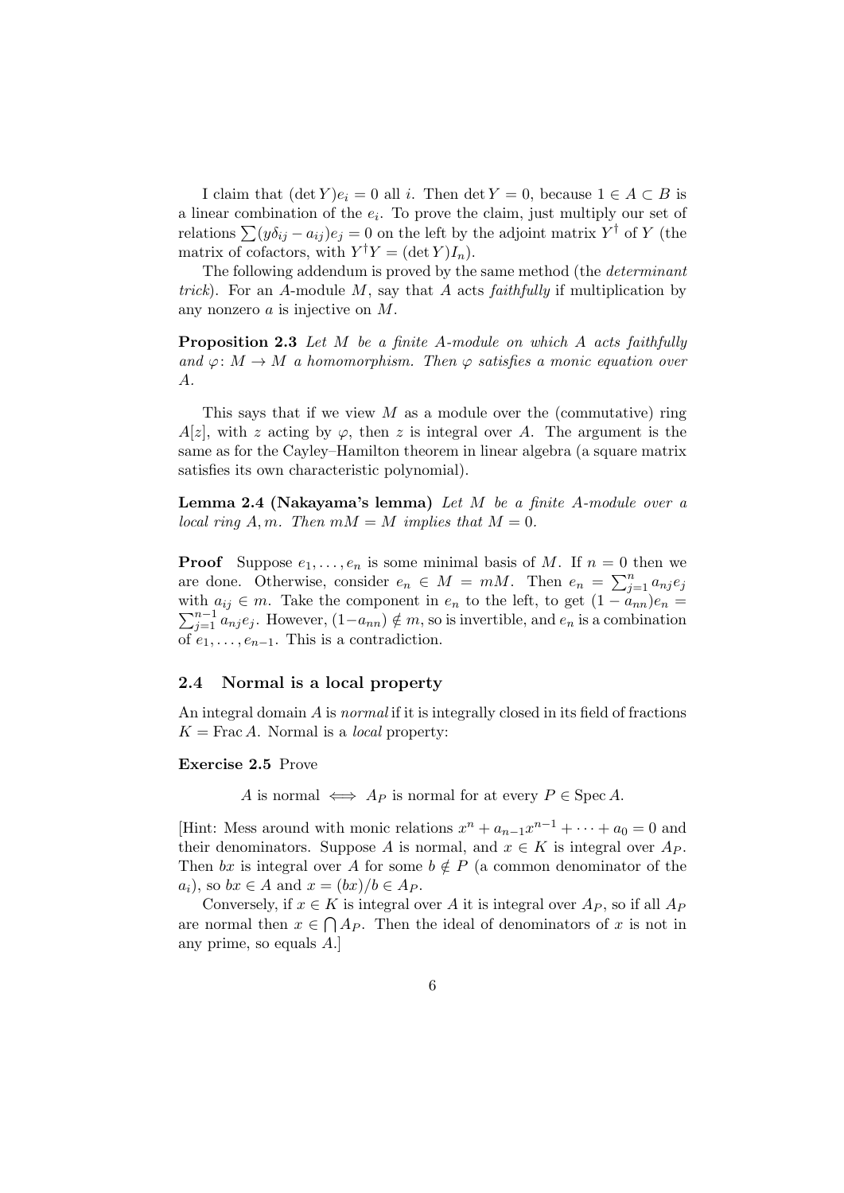I claim that $(\det Y)e_i = 0$ all $i$. Then $\det Y = 0$, because $1 \in A \subset B$ is a linear combination of the $e_i$. To prove the claim, just multiply our set of relations $\sum(y\delta_{ij} - a_{ij})e_j = 0$ on the left by the adjoint matrix $Y^\dagger$ of $Y$ (the matrix of cofactors, with $Y^\dagger Y = (\det Y)I_n$).

The following addendum is proved by the same method (the *determinant trick*). For an $A$-module $M$, say that $A$ acts *faithfully* if multiplication by any nonzero $a$ is injective on $M$.

**Proposition 2.3** *Let $M$ be a finite $A$-module on which $A$ acts faithfully and $\varphi\colon M \to M$ a homomorphism. Then $\varphi$ satisfies a monic equation over $A$.*

This says that if we view $M$ as a module over the (commutative) ring $A[z]$, with $z$ acting by $\varphi$, then $z$ is integral over $A$. The argument is the same as for the Cayley–Hamilton theorem in linear algebra (a square matrix satisfies its own characteristic polynomial).

**Lemma 2.4 (Nakayama's lemma)** *Let $M$ be a finite $A$-module over a local ring $A, m$. Then $mM = M$ implies that $M = 0$.*

**Proof** Suppose $e_1, \dots, e_n$ is some minimal basis of $M$. If $n = 0$ then we are done. Otherwise, consider $e_n \in M = mM$. Then $e_n = \sum_{j=1}^n a_{nj}e_j$ with $a_{ij} \in m$. Take the component in $e_n$ to the left, to get $(1 - a_{nn})e_n = \sum_{j=1}^{n-1} a_{nj}e_j$. However, $(1 - a_{nn}) \notin m$, so is invertible, and $e_n$ is a combination of $e_1, \dots, e_{n-1}$. This is a contradiction.

### 2.4 Normal is a local property

An integral domain $A$ is *normal* if it is integrally closed in its field of fractions $K = \operatorname{Frac} A$. Normal is a *local* property:

**Exercise 2.5** Prove

$$A \text{ is normal} \iff A_P \text{ is normal for at every } P \in \operatorname{Spec} A.$$

[Hint: Mess around with monic relations $x^n + a_{n-1}x^{n-1} + \cdots + a_0 = 0$ and their denominators. Suppose $A$ is normal, and $x \in K$ is integral over $A_P$. Then $bx$ is integral over $A$ for some $b \notin P$ (a common denominator of the $a_i$), so $bx \in A$ and $x = (bx)/b \in A_P$.

Conversely, if $x \in K$ is integral over $A$ it is integral over $A_P$, so if all $A_P$ are normal then $x \in \bigcap A_P$. Then the ideal of denominators of $x$ is not in any prime, so equals $A$.]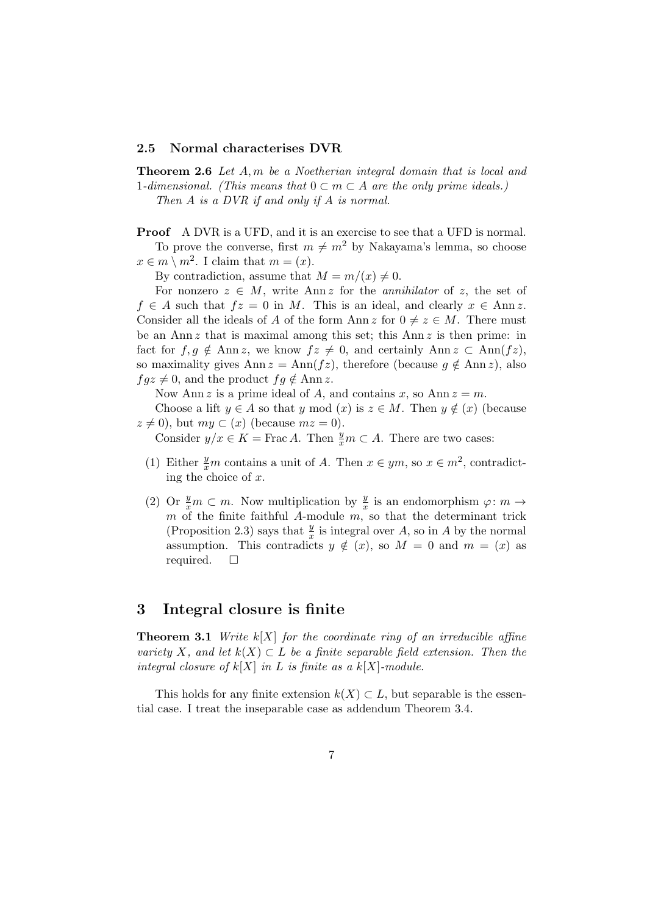### 2.5 Normal characterises DVR

**Theorem 2.6** *Let $A, m$ be a Noetherian integral domain that is local and 1-dimensional. (This means that $0 \subset m \subset A$ are the only prime ideals.)*

*Then $A$ is a DVR if and only if $A$ is normal.*

**Proof** A DVR is a UFD, and it is an exercise to see that a UFD is normal.

To prove the converse, first $m \neq m^2$ by Nakayama's lemma, so choose $x \in m \setminus m^2$. I claim that $m = (x)$.

By contradiction, assume that $M = m/(x) \neq 0$.

For nonzero $z \in M$, write $\operatorname{Ann} z$ for the *annihilator* of $z$, the set of $f \in A$ such that $fz = 0$ in $M$. This is an ideal, and clearly $x \in \operatorname{Ann} z$. Consider all the ideals of $A$ of the form $\operatorname{Ann} z$ for $0 \neq z \in M$. There must be an $\operatorname{Ann} z$ that is maximal among this set; this $\operatorname{Ann} z$ is then prime: in fact for $f, g \notin \operatorname{Ann} z$, we know $fz \neq 0$, and certainly $\operatorname{Ann} z \subset \operatorname{Ann}(fz)$, so maximality gives $\operatorname{Ann} z = \operatorname{Ann}(fz)$, therefore (because $g \notin \operatorname{Ann} z$), also $fgz \neq 0$, and the product $fg \notin \operatorname{Ann} z$.

Now $\operatorname{Ann} z$ is a prime ideal of $A$, and contains $x$, so $\operatorname{Ann} z = m$.

Choose a lift $y \in A$ so that $y \bmod (x)$ is $z \in M$. Then $y \notin (x)$ (because $z \neq 0$), but $my \subset (x)$ (because $mz = 0$).

Consider $y/x \in K = \operatorname{Frac} A$. Then $\frac{y}{x} m \subset A$. There are two cases:

(1) Either $\frac{y}{x} m$ contains a unit of $A$. Then $x \in ym$, so $x \in m^2$, contradicting the choice of $x$.

(2) Or $\frac{y}{x} m \subset m$. Now multiplication by $\frac{y}{x}$ is an endomorphism $\varphi \colon m \to m$ of the finite faithful $A$-module $m$, so that the determinant trick (Proposition 2.3) says that $\frac{y}{x}$ is integral over $A$, so in $A$ by the normal assumption. This contradicts $y \notin (x)$, so $M = 0$ and $m = (x)$ as required. $\square$

## 3 Integral closure is finite

**Theorem 3.1** *Write $k[X]$ for the coordinate ring of an irreducible affine variety $X$, and let $k(X) \subset L$ be a finite separable field extension. Then the integral closure of $k[X]$ in $L$ is finite as a $k[X]$-module.*

This holds for any finite extension $k(X) \subset L$, but separable is the essential case. I treat the inseparable case as addendum Theorem 3.4.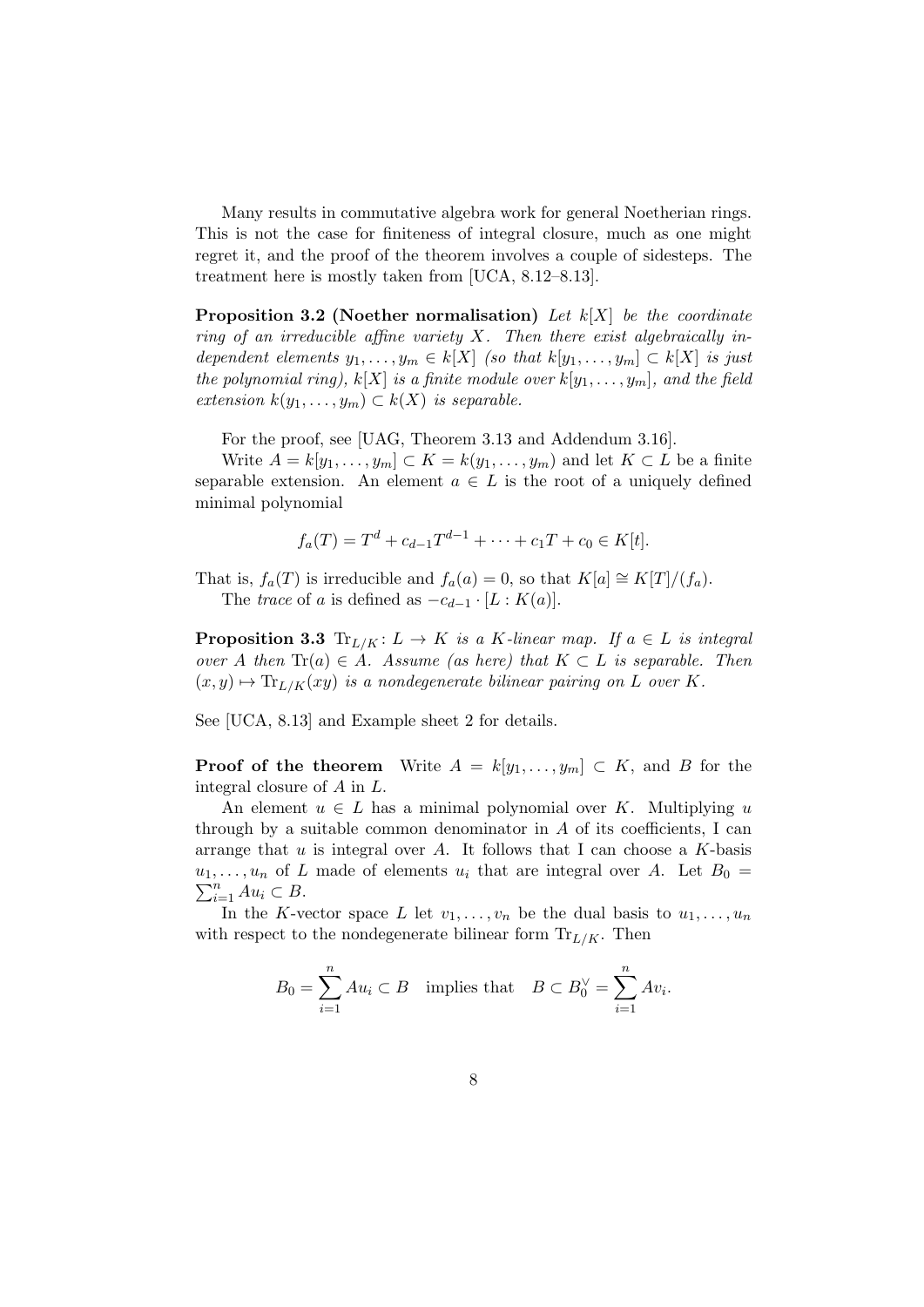Many results in commutative algebra work for general Noetherian rings. This is not the case for finiteness of integral closure, much as one might regret it, and the proof of the theorem involves a couple of sidesteps. The treatment here is mostly taken from [UCA, 8.12–8.13].

**Proposition 3.2 (Noether normalisation)** *Let $k[X]$ be the coordinate ring of an irreducible affine variety $X$. Then there exist algebraically independent elements $y_1, \dots, y_m \in k[X]$ (so that $k[y_1, \dots, y_m] \subset k[X]$ is just the polynomial ring), $k[X]$ is a finite module over $k[y_1, \dots, y_m]$, and the field extension $k(y_1, \dots, y_m) \subset k(X)$ is separable.*

For the proof, see [UAG, Theorem 3.13 and Addendum 3.16].

Write $A = k[y_1, \dots, y_m] \subset K = k(y_1, \dots, y_m)$ and let $K \subset L$ be a finite separable extension. An element $a \in L$ is the root of a uniquely defined minimal polynomial

$$f_a(T) = T^d + c_{d-1}T^{d-1} + \cdots + c_1 T + c_0 \in K[t].$$

That is, $f_a(T)$ is irreducible and $f_a(a) = 0$, so that $K[a] \cong K[T]/(f_a)$.

The *trace* of $a$ is defined as $-c_{d-1} \cdot [L : K(a)]$.

**Proposition 3.3** *$\mathrm{Tr}_{L/K} \colon L \to K$ is a $K$-linear map. If $a \in L$ is integral over $A$ then $\mathrm{Tr}(a) \in A$. Assume (as here) that $K \subset L$ is separable. Then $(x, y) \mapsto \mathrm{Tr}_{L/K}(xy)$ is a nondegenerate bilinear pairing on $L$ over $K$.*

See [UCA, 8.13] and Example sheet 2 for details.

**Proof of the theorem** Write $A = k[y_1, \dots, y_m] \subset K$, and $B$ for the integral closure of $A$ in $L$.

An element $u \in L$ has a minimal polynomial over $K$. Multiplying $u$ through by a suitable common denominator in $A$ of its coefficients, I can arrange that $u$ is integral over $A$. It follows that I can choose a $K$-basis $u_1, \dots, u_n$ of $L$ made of elements $u_i$ that are integral over $A$. Let $B_0 = \sum_{i=1}^n A u_i \subset B$.

In the $K$-vector space $L$ let $v_1, \dots, v_n$ be the dual basis to $u_1, \dots, u_n$ with respect to the nondegenerate bilinear form $\mathrm{Tr}_{L/K}$. Then

$$B_0 = \sum_{i=1}^n A u_i \subset B \quad \text{implies that} \quad B \subset B_0^\vee = \sum_{i=1}^n A v_i.$$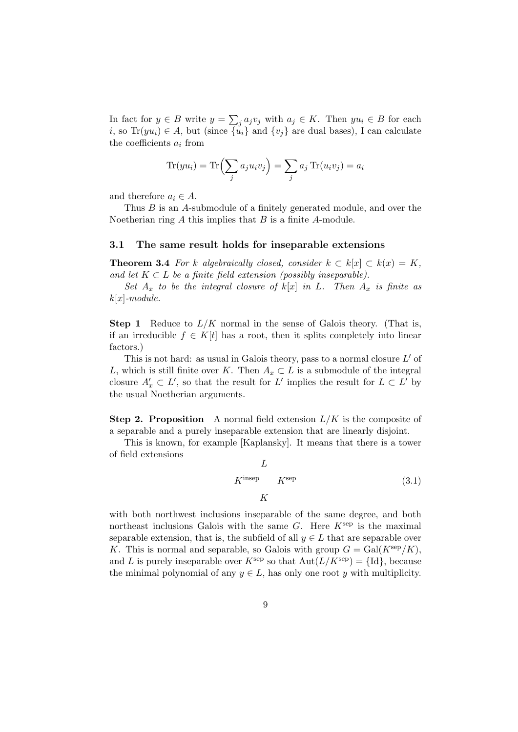In fact for $y \in B$ write $y = \sum_j a_j v_j$ with $a_j \in K$. Then $yu_i \in B$ for each $i$, so $\mathrm{Tr}(yu_i) \in A$, but (since $\{u_i\}$ and $\{v_j\}$ are dual bases), I can calculate the coefficients $a_i$ from

$$\mathrm{Tr}(yu_i) = \mathrm{Tr}\Big(\sum_j a_j u_i v_j\Big) = \sum_j a_j \,\mathrm{Tr}(u_i v_j) = a_i$$

and therefore $a_i \in A$.

Thus $B$ is an $A$-submodule of a finitely generated module, and over the Noetherian ring $A$ this implies that $B$ is a finite $A$-module.

### 3.1 The same result holds for inseparable extensions

**Theorem 3.4** *For $k$ algebraically closed, consider $k \subset k[x] \subset k(x) = K$, and let $K \subset L$ be a finite field extension (possibly inseparable).*

*Set $A_x$ to be the integral closure of $k[x]$ in $L$. Then $A_x$ is finite as $k[x]$-module.*

**Step 1** Reduce to $L/K$ normal in the sense of Galois theory. (That is, if an irreducible $f \in K[t]$ has a root, then it splits completely into linear factors.)

This is not hard: as usual in Galois theory, pass to a normal closure $L'$ of $L$, which is still finite over $K$. Then $A_x \subset L$ is a submodule of the integral closure $A'_x \subset L'$, so that the result for $L'$ implies the result for $L \subset L'$ by the usual Noetherian arguments.

**Step 2. Proposition** A normal field extension $L/K$ is the composite of a separable and a purely inseparable extension that are linearly disjoint.

This is known, for example [Kaplansky]. It means that there is a tower of field extensions

$$\begin{array}{ccc} & L & \\ K^{\text{insep}} & & K^{\text{sep}} \\ & K & \end{array} \tag{3.1}$$

with both northwest inclusions inseparable of the same degree, and both northeast inclusions Galois with the same $G$. Here $K^{\text{sep}}$ is the maximal separable extension, that is, the subfield of all $y \in L$ that are separable over $K$. This is normal and separable, so Galois with group $G = \mathrm{Gal}(K^{\text{sep}}/K)$, and $L$ is purely inseparable over $K^{\text{sep}}$ so that $\mathrm{Aut}(L/K^{\text{sep}}) = \{\mathrm{Id}\}$, because the minimal polynomial of any $y \in L$, has only one root $y$ with multiplicity.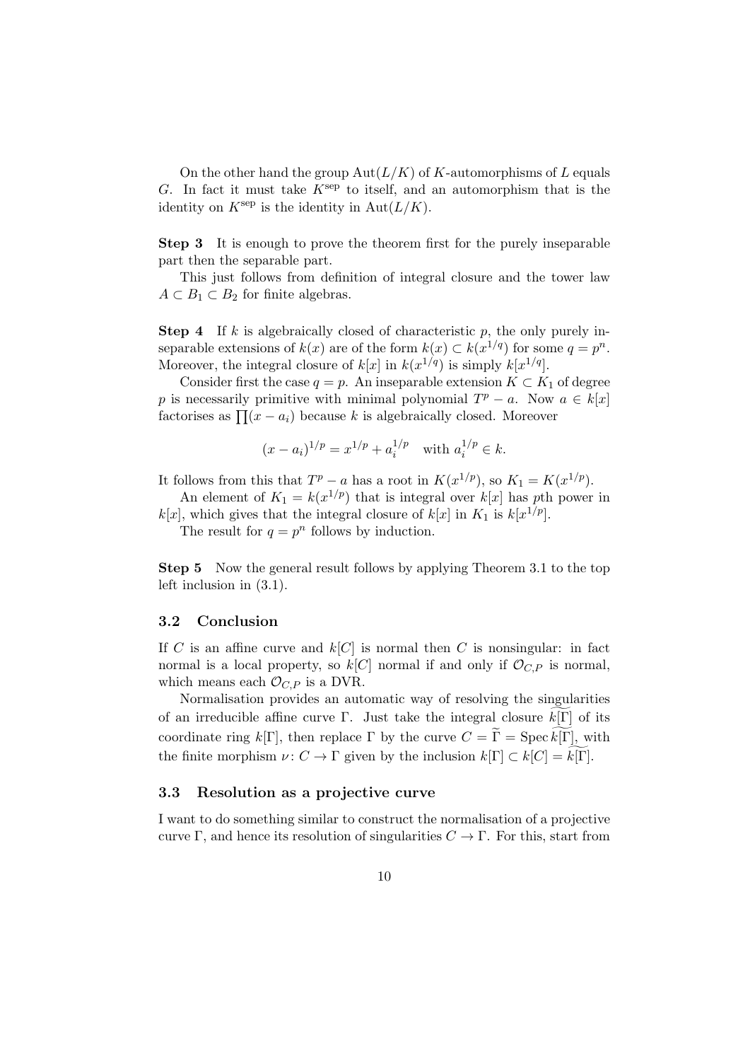On the other hand the group $\mathrm{Aut}(L/K)$ of $K$-automorphisms of $L$ equals $G$. In fact it must take $K^{\mathrm{sep}}$ to itself, and an automorphism that is the identity on $K^{\mathrm{sep}}$ is the identity in $\mathrm{Aut}(L/K)$.

**Step 3** It is enough to prove the theorem first for the purely inseparable part then the separable part.

This just follows from definition of integral closure and the tower law $A \subset B_1 \subset B_2$ for finite algebras.

**Step 4** If $k$ is algebraically closed of characteristic $p$, the only purely inseparable extensions of $k(x)$ are of the form $k(x) \subset k(x^{1/q})$ for some $q = p^n$. Moreover, the integral closure of $k[x]$ in $k(x^{1/q})$ is simply $k[x^{1/q}]$.

Consider first the case $q = p$. An inseparable extension $K \subset K_1$ of degree $p$ is necessarily primitive with minimal polynomial $T^p - a$. Now $a \in k[x]$ factorises as $\prod(x - a_i)$ because $k$ is algebraically closed. Moreover

$$(x - a_i)^{1/p} = x^{1/p} + a_i^{1/p} \quad \text{with } a_i^{1/p} \in k.$$

It follows from this that $T^p - a$ has a root in $K(x^{1/p})$, so $K_1 = K(x^{1/p})$.

An element of $K_1 = k(x^{1/p})$ that is integral over $k[x]$ has $p$th power in $k[x]$, which gives that the integral closure of $k[x]$ in $K_1$ is $k[x^{1/p}]$.

The result for $q = p^n$ follows by induction.

**Step 5** Now the general result follows by applying Theorem 3.1 to the top left inclusion in (3.1).

### 3.2 Conclusion

If $C$ is an affine curve and $k[C]$ is normal then $C$ is nonsingular: in fact normal is a local property, so $k[C]$ normal if and only if $\mathcal{O}_{C,P}$ is normal, which means each $\mathcal{O}_{C,P}$ is a DVR.

Normalisation provides an automatic way of resolving the singularities of an irreducible affine curve $\Gamma$. Just take the integral closure $\widetilde{k[\Gamma]}$ of its coordinate ring $k[\Gamma]$, then replace $\Gamma$ by the curve $C = \widetilde{\Gamma} = \operatorname{Spec} \widetilde{k[\Gamma]}$, with the finite morphism $\nu \colon C \to \Gamma$ given by the inclusion $k[\Gamma] \subset k[C] = \widetilde{k[\Gamma]}$.

### 3.3 Resolution as a projective curve

I want to do something similar to construct the normalisation of a projective curve $\Gamma$, and hence its resolution of singularities $C \to \Gamma$. For this, start from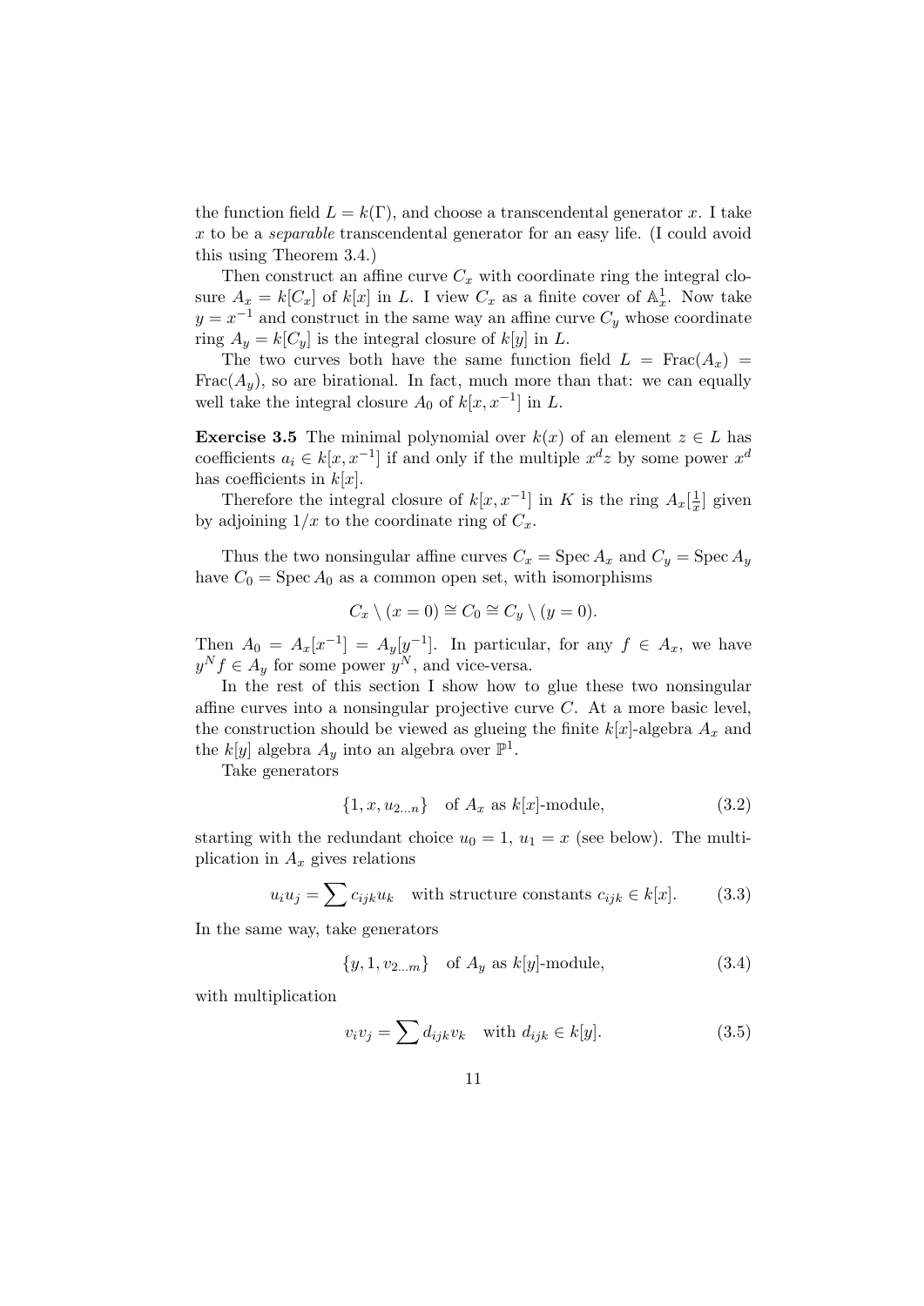the function field $L = k(\Gamma)$, and choose a transcendental generator $x$. I take $x$ to be a *separable* transcendental generator for an easy life. (I could avoid this using Theorem 3.4.)

Then construct an affine curve $C_x$ with coordinate ring the integral closure $A_x = k[C_x]$ of $k[x]$ in $L$. I view $C_x$ as a finite cover of $\mathbb{A}^1_x$. Now take $y = x^{-1}$ and construct in the same way an affine curve $C_y$ whose coordinate ring $A_y = k[C_y]$ is the integral closure of $k[y]$ in $L$.

The two curves both have the same function field $L = \operatorname{Frac}(A_x) = \operatorname{Frac}(A_y)$, so are birational. In fact, much more than that: we can equally well take the integral closure $A_0$ of $k[x, x^{-1}]$ in $L$.

**Exercise 3.5** The minimal polynomial over $k(x)$ of an element $z \in L$ has coefficients $a_i \in k[x, x^{-1}]$ if and only if the multiple $x^d z$ by some power $x^d$ has coefficients in $k[x]$.

Therefore the integral closure of $k[x, x^{-1}]$ in $K$ is the ring $A_x[\frac{1}{x}]$ given by adjoining $1/x$ to the coordinate ring of $C_x$.

Thus the two nonsingular affine curves $C_x = \operatorname{Spec} A_x$ and $C_y = \operatorname{Spec} A_y$ have $C_0 = \operatorname{Spec} A_0$ as a common open set, with isomorphisms

$$C_x \setminus (x = 0) \cong C_0 \cong C_y \setminus (y = 0).$$

Then $A_0 = A_x[x^{-1}] = A_y[y^{-1}]$. In particular, for any $f \in A_x$, we have $y^N f \in A_y$ for some power $y^N$, and vice-versa.

In the rest of this section I show how to glue these two nonsingular affine curves into a nonsingular projective curve $C$. At a more basic level, the construction should be viewed as glueing the finite $k[x]$-algebra $A_x$ and the $k[y]$ algebra $A_y$ into an algebra over $\mathbb{P}^1$.

Take generators

$$\{1, x, u_{2\ldots n}\} \quad \text{of } A_x \text{ as } k[x]\text{-module}, \tag{3.2}$$

starting with the redundant choice $u_0 = 1$, $u_1 = x$ (see below). The multiplication in $A_x$ gives relations

$$u_i u_j = \sum c_{ijk} u_k \quad \text{with structure constants } c_{ijk} \in k[x]. \tag{3.3}$$

In the same way, take generators

$$\{y, 1, v_{2\ldots m}\} \quad \text{of } A_y \text{ as } k[y]\text{-module}, \tag{3.4}$$

with multiplication

$$v_i v_j = \sum d_{ijk} v_k \quad \text{with } d_{ijk} \in k[y]. \tag{3.5}$$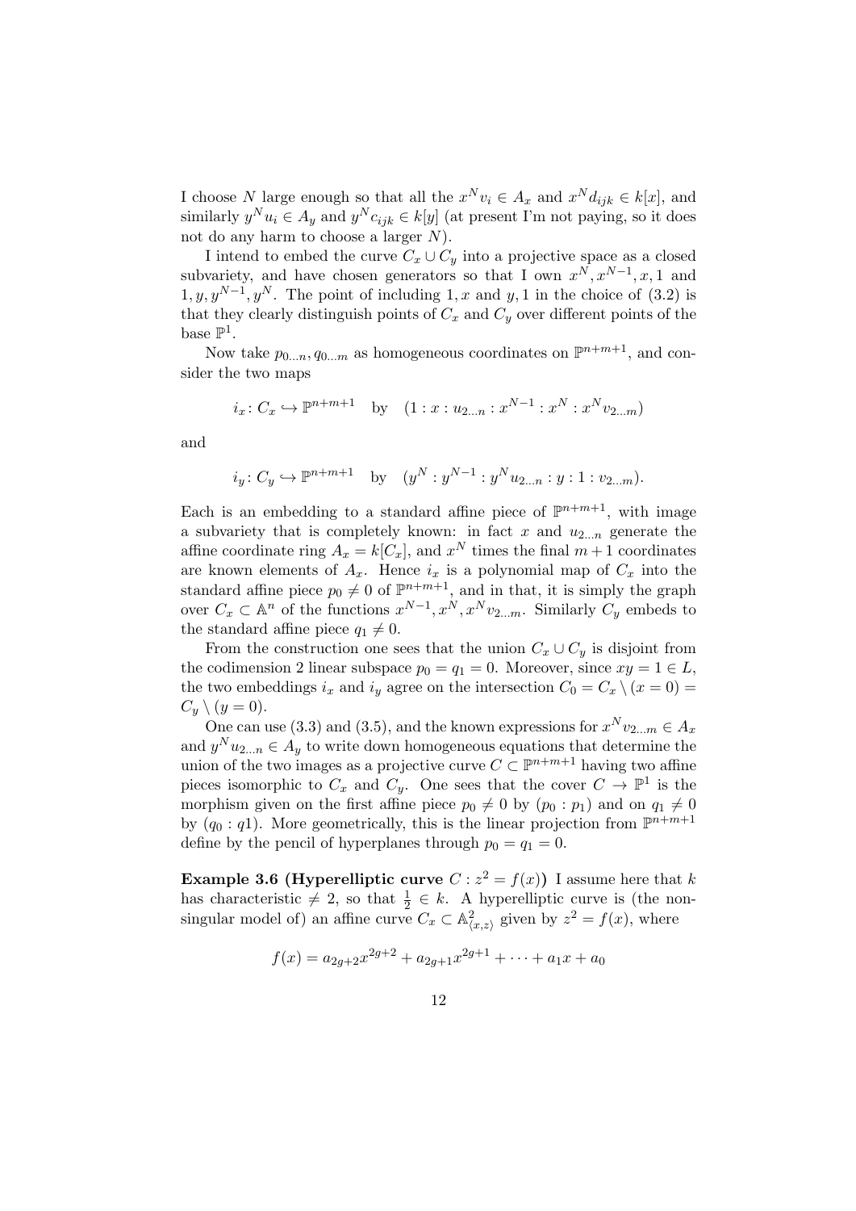I choose $N$ large enough so that all the $x^N v_i \in A_x$ and $x^N d_{ijk} \in k[x]$, and similarly $y^N u_i \in A_y$ and $y^N c_{ijk} \in k[y]$ (at present I'm not paying, so it does not do any harm to choose a larger $N$).

I intend to embed the curve $C_x \cup C_y$ into a projective space as a closed subvariety, and have chosen generators so that I own $x^N, x^{N-1}, x, 1$ and $1, y, y^{N-1}, y^N$. The point of including $1, x$ and $y, 1$ in the choice of (3.2) is that they clearly distinguish points of $C_x$ and $C_y$ over different points of the base $\mathbb{P}^1$.

Now take $p_{0\dots n}, q_{0\dots m}$ as homogeneous coordinates on $\mathbb{P}^{n+m+1}$, and consider the two maps

$$i_x \colon C_x \hookrightarrow \mathbb{P}^{n+m+1} \quad \text{by} \quad (1 : x : u_{2\dots n} : x^{N-1} : x^N : x^N v_{2\dots m})$$

and

$$i_y \colon C_y \hookrightarrow \mathbb{P}^{n+m+1} \quad \text{by} \quad (y^N : y^{N-1} : y^N u_{2\dots n} : y : 1 : v_{2\dots m}).$$

Each is an embedding to a standard affine piece of $\mathbb{P}^{n+m+1}$, with image a subvariety that is completely known: in fact $x$ and $u_{2\dots n}$ generate the affine coordinate ring $A_x = k[C_x]$, and $x^N$ times the final $m+1$ coordinates are known elements of $A_x$. Hence $i_x$ is a polynomial map of $C_x$ into the standard affine piece $p_0 \neq 0$ of $\mathbb{P}^{n+m+1}$, and in that, it is simply the graph over $C_x \subset \mathbb{A}^n$ of the functions $x^{N-1}, x^N, x^N v_{2\dots m}$. Similarly $C_y$ embeds to the standard affine piece $q_1 \neq 0$.

From the construction one sees that the union $C_x \cup C_y$ is disjoint from the codimension 2 linear subspace $p_0 = q_1 = 0$. Moreover, since $xy = 1 \in L$, the two embeddings $i_x$ and $i_y$ agree on the intersection $C_0 = C_x \setminus (x = 0) = C_y \setminus (y = 0)$.

One can use (3.3) and (3.5), and the known expressions for $x^N v_{2\dots m} \in A_x$ and $y^N u_{2\dots n} \in A_y$ to write down homogeneous equations that determine the union of the two images as a projective curve $C \subset \mathbb{P}^{n+m+1}$ having two affine pieces isomorphic to $C_x$ and $C_y$. One sees that the cover $C \to \mathbb{P}^1$ is the morphism given on the first affine piece $p_0 \neq 0$ by $(p_0 : p_1)$ and on $q_1 \neq 0$ by $(q_0 : q1)$. More geometrically, this is the linear projection from $\mathbb{P}^{n+m+1}$ define by the pencil of hyperplanes through $p_0 = q_1 = 0$.

**Example 3.6 (Hyperelliptic curve $C : z^2 = f(x)$)** I assume here that $k$ has characteristic $\neq 2$, so that $\frac{1}{2} \in k$. A hyperelliptic curve is (the nonsingular model of) an affine curve $C_x \subset \mathbb{A}^2_{\langle x,z \rangle}$ given by $z^2 = f(x)$, where

$$f(x) = a_{2g+2}x^{2g+2} + a_{2g+1}x^{2g+1} + \cdots + a_1 x + a_0$$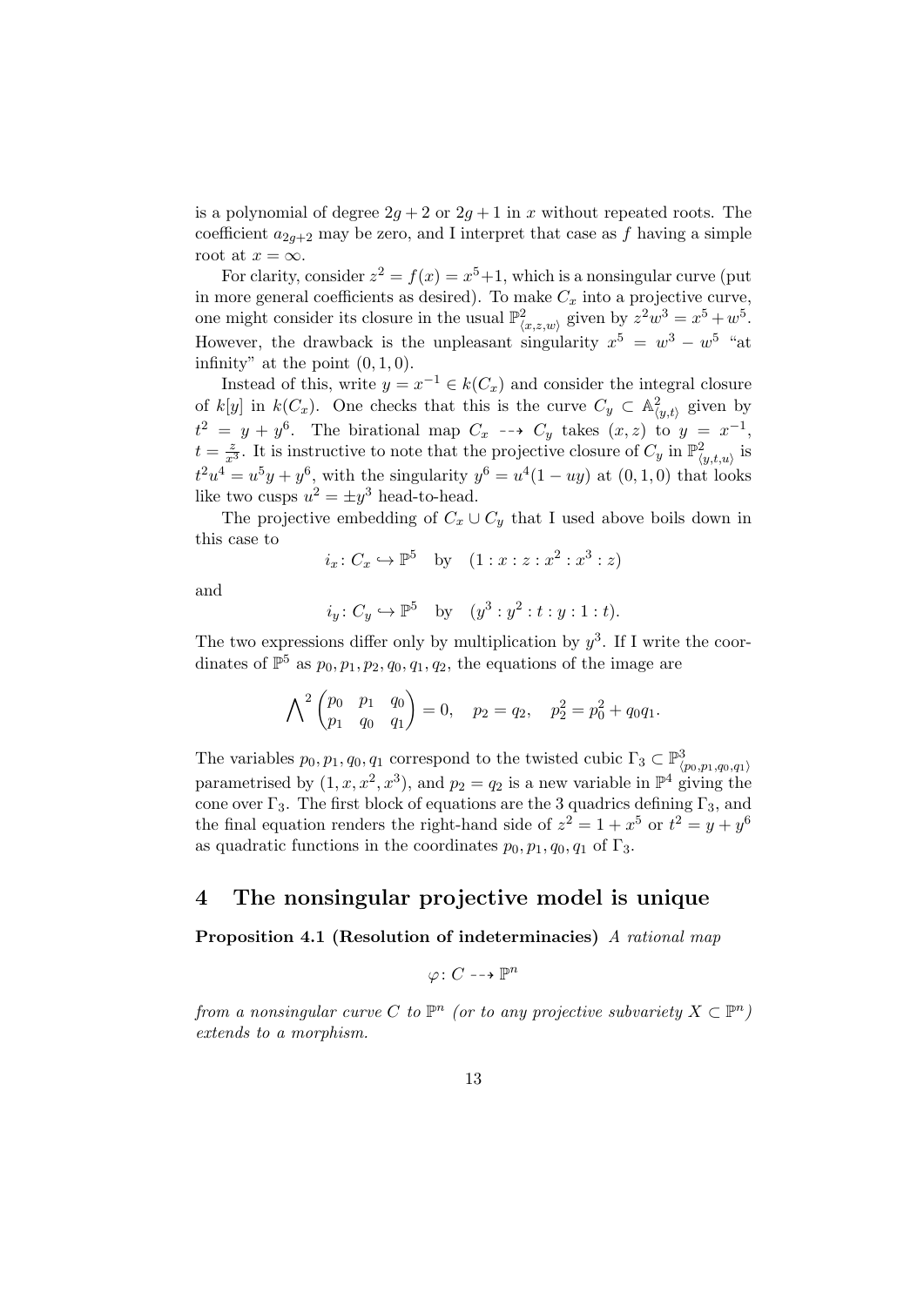is a polynomial of degree $2g+2$ or $2g+1$ in $x$ without repeated roots. The coefficient $a_{2g+2}$ may be zero, and I interpret that case as $f$ having a simple root at $x=\infty$.

For clarity, consider $z^2 = f(x) = x^5+1$, which is a nonsingular curve (put in more general coefficients as desired). To make $C_x$ into a projective curve, one might consider its closure in the usual $\mathbb{P}^2_{\langle x,z,w\rangle}$ given by $z^2w^3 = x^5 + w^5$. However, the drawback is the unpleasant singularity $x^5 = w^3 - w^5$ "at infinity" at the point $(0,1,0)$.

Instead of this, write $y = x^{-1} \in k(C_x)$ and consider the integral closure of $k[y]$ in $k(C_x)$. One checks that this is the curve $C_y \subset \mathbb{A}^2_{\langle y,t\rangle}$ given by $t^2 = y + y^6$. The birational map $C_x \dashrightarrow C_y$ takes $(x,z)$ to $y = x^{-1}$, $t = \frac{z}{x^3}$. It is instructive to note that the projective closure of $C_y$ in $\mathbb{P}^2_{\langle y,t,u\rangle}$ is $t^2u^4 = u^5y + y^6$, with the singularity $y^6 = u^4(1-uy)$ at $(0,1,0)$ that looks like two cusps $u^2 = \pm y^3$ head-to-head.

The projective embedding of $C_x \cup C_y$ that I used above boils down in this case to

$$i_x\colon C_x \hookrightarrow \mathbb{P}^5 \quad \text{by} \quad (1 : x : z : x^2 : x^3 : z)$$

and

$$i_y\colon C_y \hookrightarrow \mathbb{P}^5 \quad \text{by} \quad (y^3 : y^2 : t : y : 1 : t).$$

The two expressions differ only by multiplication by $y^3$. If I write the coordinates of $\mathbb{P}^5$ as $p_0, p_1, p_2, q_0, q_1, q_2$, the equations of the image are

$$\bigwedge^2 \begin{pmatrix} p_0 & p_1 & q_0 \\ p_1 & q_0 & q_1 \end{pmatrix} = 0, \quad p_2 = q_2, \quad p_2^2 = p_0^2 + q_0q_1.$$

The variables $p_0, p_1, q_0, q_1$ correspond to the twisted cubic $\Gamma_3 \subset \mathbb{P}^3_{\langle p_0,p_1,q_0,q_1\rangle}$ parametrised by $(1, x, x^2, x^3)$, and $p_2 = q_2$ is a new variable in $\mathbb{P}^4$ giving the cone over $\Gamma_3$. The first block of equations are the 3 quadrics defining $\Gamma_3$, and the final equation renders the right-hand side of $z^2 = 1 + x^5$ or $t^2 = y + y^6$ as quadratic functions in the coordinates $p_0, p_1, q_0, q_1$ of $\Gamma_3$.

## 4 The nonsingular projective model is unique

**Proposition 4.1 (Resolution of indeterminacies)** *A rational map*

$$\varphi\colon C \dashrightarrow \mathbb{P}^n$$

*from a nonsingular curve $C$ to $\mathbb{P}^n$ (or to any projective subvariety $X \subset \mathbb{P}^n$) extends to a morphism.*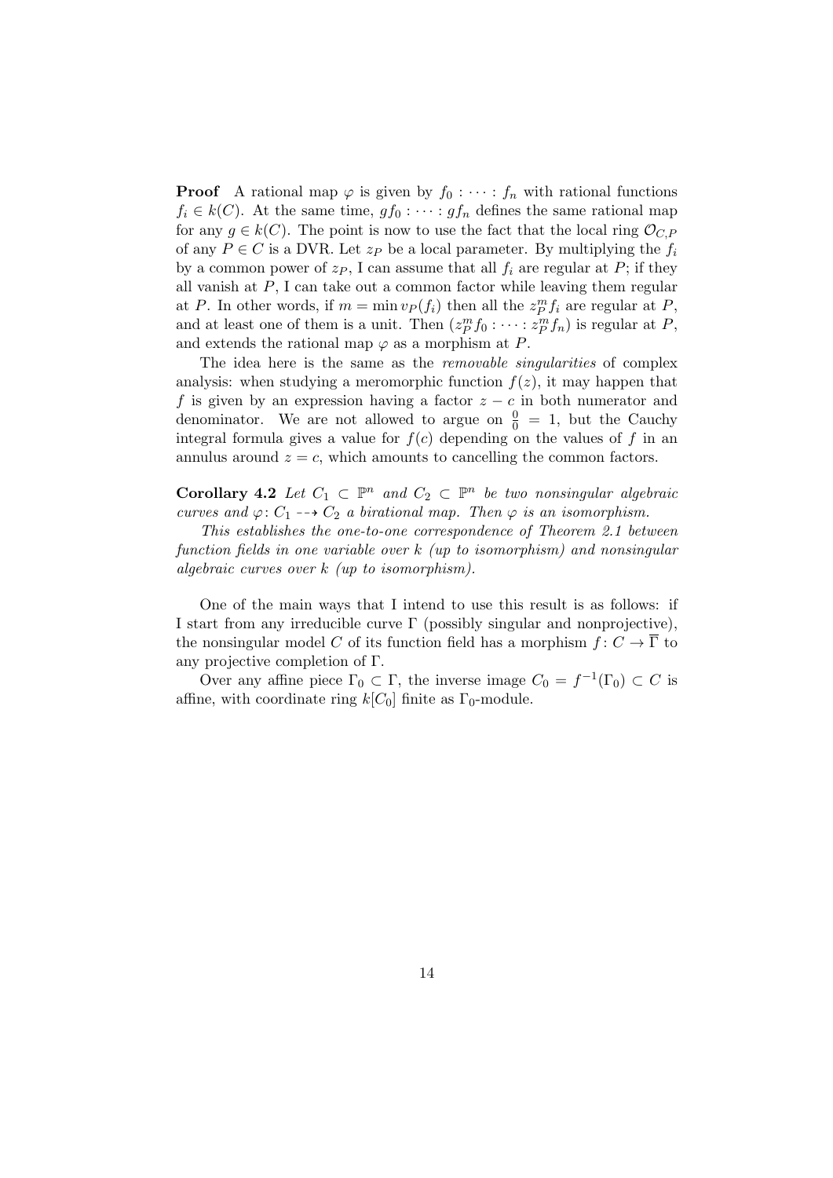**Proof** A rational map $\varphi$ is given by $f_0 : \cdots : f_n$ with rational functions $f_i \in k(C)$. At the same time, $gf_0 : \cdots : gf_n$ defines the same rational map for any $g \in k(C)$. The point is now to use the fact that the local ring $\mathcal{O}_{C,P}$ of any $P \in C$ is a DVR. Let $z_P$ be a local parameter. By multiplying the $f_i$ by a common power of $z_P$, I can assume that all $f_i$ are regular at $P$; if they all vanish at $P$, I can take out a common factor while leaving them regular at $P$. In other words, if $m = \min v_P(f_i)$ then all the $z_P^m f_i$ are regular at $P$, and at least one of them is a unit. Then $(z_P^m f_0 : \cdots : z_P^m f_n)$ is regular at $P$, and extends the rational map $\varphi$ as a morphism at $P$.

The idea here is the same as the *removable singularities* of complex analysis: when studying a meromorphic function $f(z)$, it may happen that $f$ is given by an expression having a factor $z - c$ in both numerator and denominator. We are not allowed to argue on $\frac{0}{0} = 1$, but the Cauchy integral formula gives a value for $f(c)$ depending on the values of $f$ in an annulus around $z = c$, which amounts to cancelling the common factors.

**Corollary 4.2** *Let $C_1 \subset \mathbb{P}^n$ and $C_2 \subset \mathbb{P}^n$ be two nonsingular algebraic curves and $\varphi \colon C_1 \dashrightarrow C_2$ a birational map. Then $\varphi$ is an isomorphism.*

*This establishes the one-to-one correspondence of Theorem 2.1 between function fields in one variable over $k$ (up to isomorphism) and nonsingular algebraic curves over $k$ (up to isomorphism).*

One of the main ways that I intend to use this result is as follows: if I start from any irreducible curve $\Gamma$ (possibly singular and nonprojective), the nonsingular model $C$ of its function field has a morphism $f \colon C \to \overline{\Gamma}$ to any projective completion of $\Gamma$.

Over any affine piece $\Gamma_0 \subset \Gamma$, the inverse image $C_0 = f^{-1}(\Gamma_0) \subset C$ is affine, with coordinate ring $k[C_0]$ finite as $\Gamma_0$-module.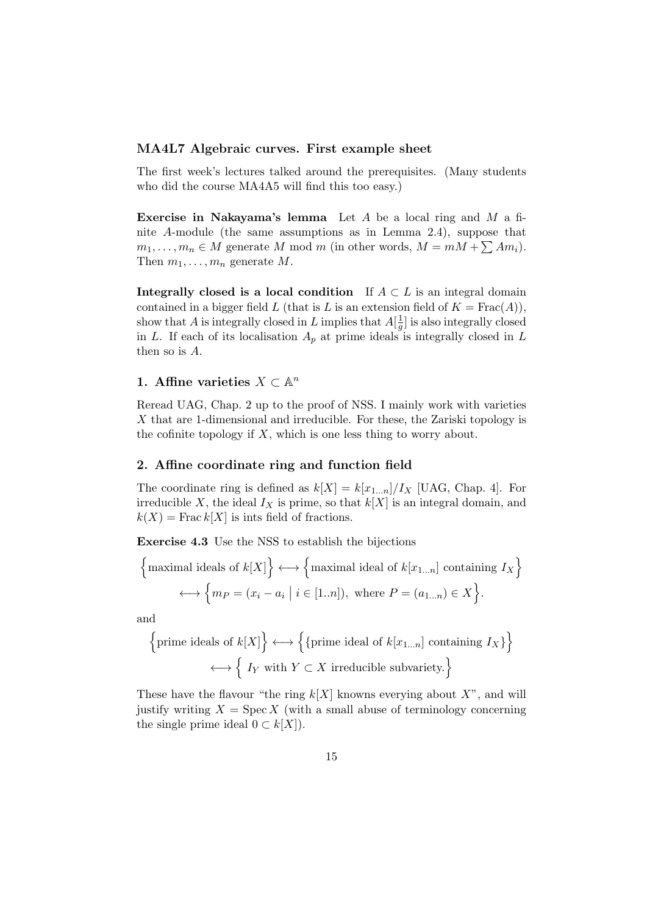### MA4L7 Algebraic curves. First example sheet

The first week's lectures talked around the prerequisites. (Many students who did the course MA4A5 will find this too easy.)

**Exercise in Nakayama's lemma** Let $A$ be a local ring and $M$ a finite $A$-module (the same assumptions as in Lemma 2.4), suppose that $m_1, \dots, m_n \in M$ generate $M$ mod $m$ (in other words, $M = mM + \sum Am_i$). Then $m_1, \dots, m_n$ generate $M$.

**Integrally closed is a local condition** If $A \subset L$ is an integral domain contained in a bigger field $L$ (that is $L$ is an extension field of $K = \operatorname{Frac}(A)$), show that $A$ is integrally closed in $L$ implies that $A[\frac{1}{g}]$ is also integrally closed in $L$. If each of its localisation $A_p$ at prime ideals is integrally closed in $L$ then so is $A$.

## 1. Affine varieties $X \subset \mathbb{A}^n$

Reread UAG, Chap. 2 up to the proof of NSS. I mainly work with varieties $X$ that are 1-dimensional and irreducible. For these, the Zariski topology is the cofinite topology if $X$, which is one less thing to worry about.

## 2. Affine coordinate ring and function field

The coordinate ring is defined as $k[X] = k[x_{1\dots n}]/I_X$ [UAG, Chap. 4]. For irreducible $X$, the ideal $I_X$ is prime, so that $k[X]$ is an integral domain, and $k(X) = \operatorname{Frac} k[X]$ is ints field of fractions.

**Exercise 4.3** Use the NSS to establish the bijections

$$\Big\{\text{maximal ideals of } k[X]\Big\} \longleftrightarrow \Big\{\text{maximal ideal of } k[x_{1\dots n}] \text{ containing } I_X\Big\}$$
$$\longleftrightarrow \Big\{m_P = (x_i - a_i \mid i \in [1..n]), \text{ where } P = (a_{1\dots n}) \in X\Big\}.$$

and

$$\Big\{\text{prime ideals of } k[X]\Big\} \longleftrightarrow \Big\{\{\text{prime ideal of } k[x_{1\dots n}] \text{ containing } I_X\}\Big\}$$
$$\longleftrightarrow \Big\{\ I_Y \text{ with } Y \subset X \text{ irreducible subvariety.}\Big\}$$

These have the flavour "the ring $k[X]$ knowns everying about $X$", and will justify writing $X = \operatorname{Spec} X$ (with a small abuse of terminology concerning the single prime ideal $0 \subset k[X]$).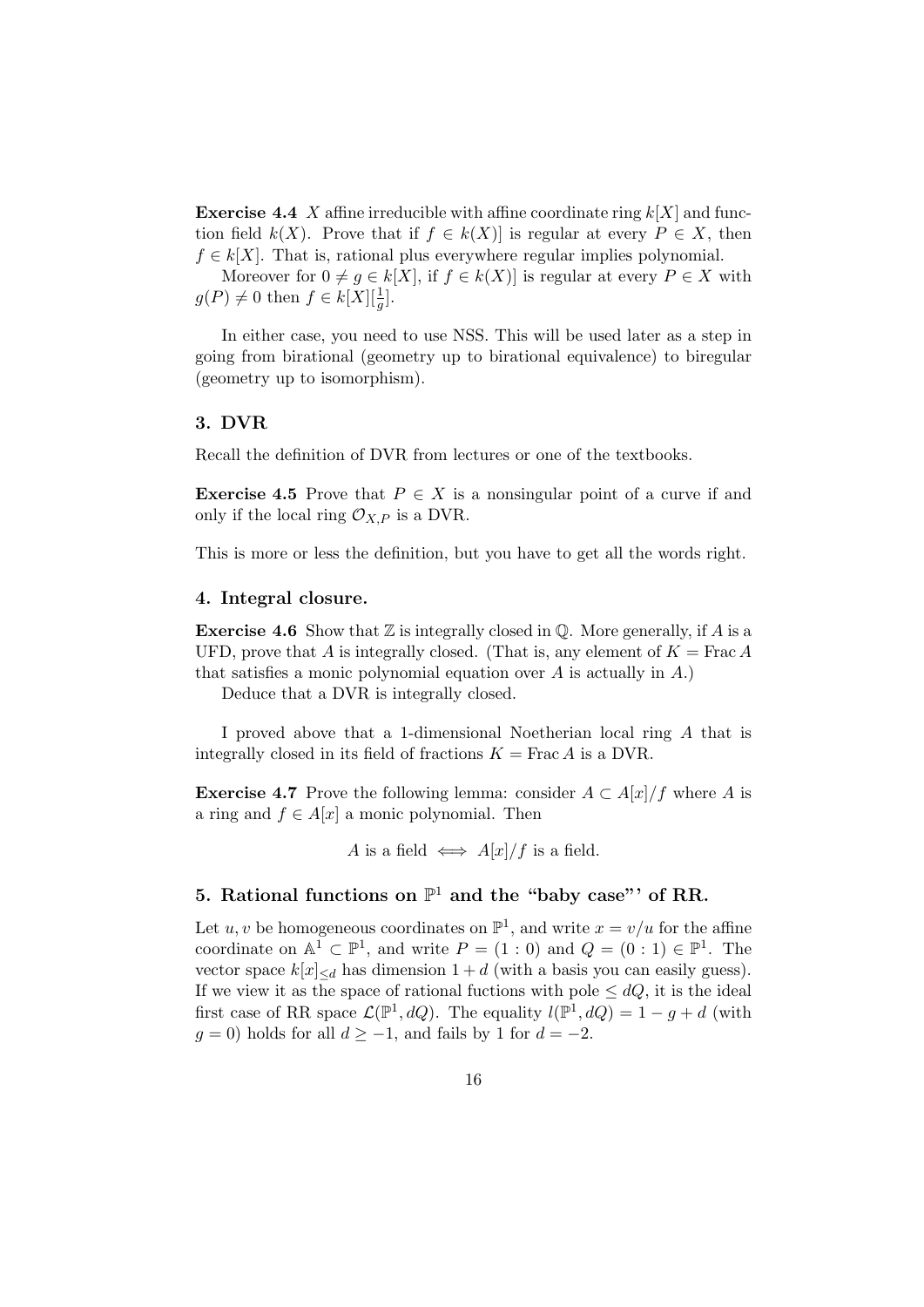**Exercise 4.4** $X$ affine irreducible with affine coordinate ring $k[X]$ and function field $k(X)$. Prove that if $f \in k(X)]$ is regular at every $P \in X$, then $f \in k[X]$. That is, rational plus everywhere regular implies polynomial.

Moreover for $0 \neq g \in k[X]$, if $f \in k(X)]$ is regular at every $P \in X$ with $g(P) \neq 0$ then $f \in k[X][\frac{1}{g}]$.

In either case, you need to use NSS. This will be used later as a step in going from birational (geometry up to birational equivalence) to biregular (geometry up to isomorphism).

### 3. DVR

Recall the definition of DVR from lectures or one of the textbooks.

**Exercise 4.5** Prove that $P \in X$ is a nonsingular point of a curve if and only if the local ring $\mathcal{O}_{X,P}$ is a DVR.

This is more or less the definition, but you have to get all the words right.

### 4. Integral closure.

**Exercise 4.6** Show that $\mathbb{Z}$ is integrally closed in $\mathbb{Q}$. More generally, if $A$ is a UFD, prove that $A$ is integrally closed. (That is, any element of $K = \operatorname{Frac} A$ that satisfies a monic polynomial equation over $A$ is actually in $A$.)

Deduce that a DVR is integrally closed.

I proved above that a 1-dimensional Noetherian local ring $A$ that is integrally closed in its field of fractions $K = \operatorname{Frac} A$ is a DVR.

**Exercise 4.7** Prove the following lemma: consider $A \subset A[x]/f$ where $A$ is a ring and $f \in A[x]$ a monic polynomial. Then

$$A \text{ is a field} \iff A[x]/f \text{ is a field.}$$

### 5. Rational functions on $\mathbb{P}^1$ and the "baby case"' of RR.

Let $u, v$ be homogeneous coordinates on $\mathbb{P}^1$, and write $x = v/u$ for the affine coordinate on $\mathbb{A}^1 \subset \mathbb{P}^1$, and write $P = (1:0)$ and $Q = (0:1) \in \mathbb{P}^1$. The vector space $k[x]_{\leq d}$ has dimension $1 + d$ (with a basis you can easily guess). If we view it as the space of rational fuctions with pole $\leq dQ$, it is the ideal first case of RR space $\mathcal{L}(\mathbb{P}^1, dQ)$. The equality $l(\mathbb{P}^1, dQ) = 1 - g + d$ (with $g = 0$) holds for all $d \geq -1$, and fails by 1 for $d = -2$.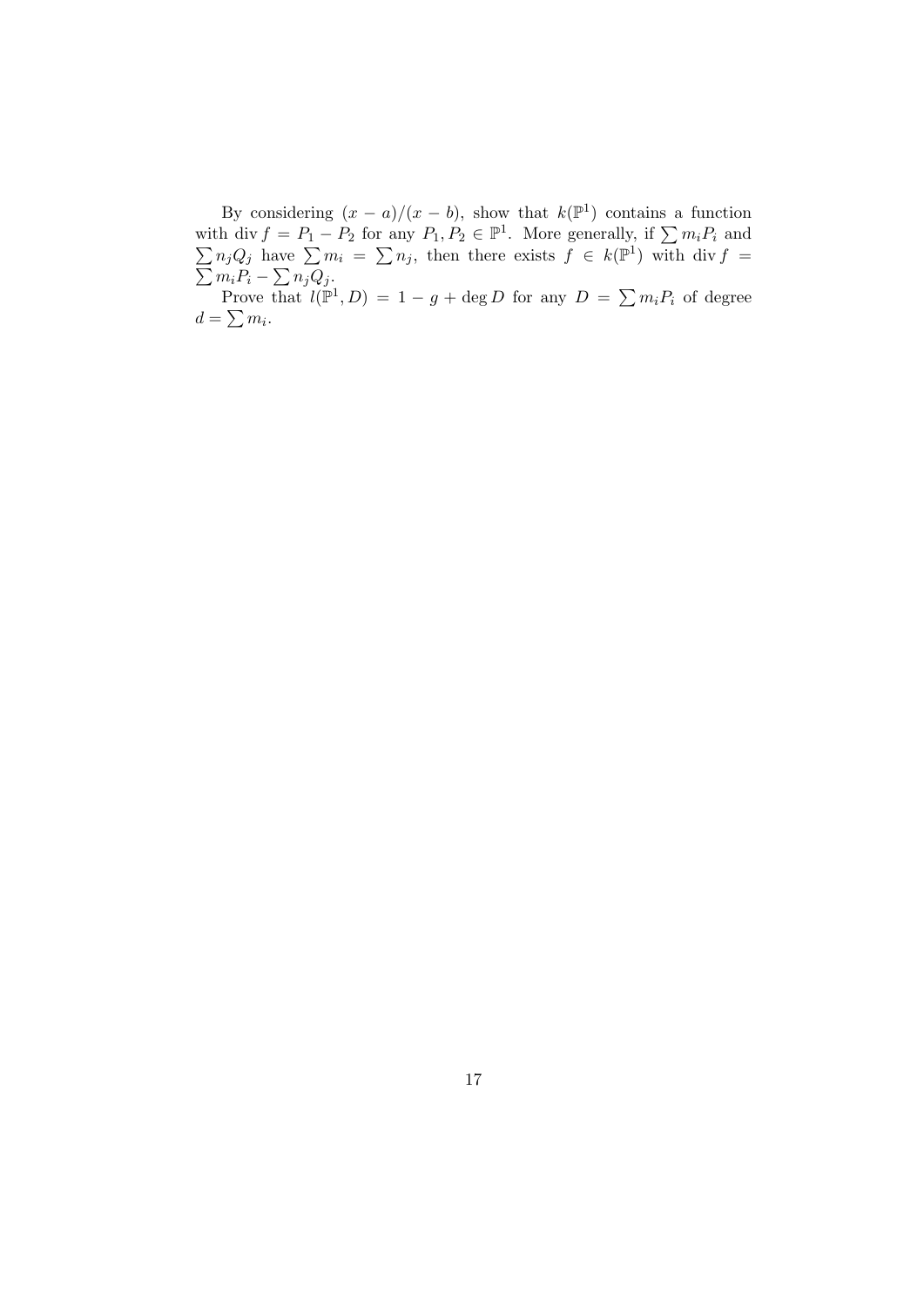By considering $(x-a)/(x-b)$, show that $k(\mathbb{P}^1)$ contains a function with $\operatorname{div} f = P_1 - P_2$ for any $P_1, P_2 \in \mathbb{P}^1$. More generally, if $\sum m_i P_i$ and $\sum n_j Q_j$ have $\sum m_i = \sum n_j$, then there exists $f \in k(\mathbb{P}^1)$ with $\operatorname{div} f = \sum m_i P_i - \sum n_j Q_j$.

Prove that $l(\mathbb{P}^1, D) = 1 - g + \deg D$ for any $D = \sum m_i P_i$ of degree $d = \sum m_i$.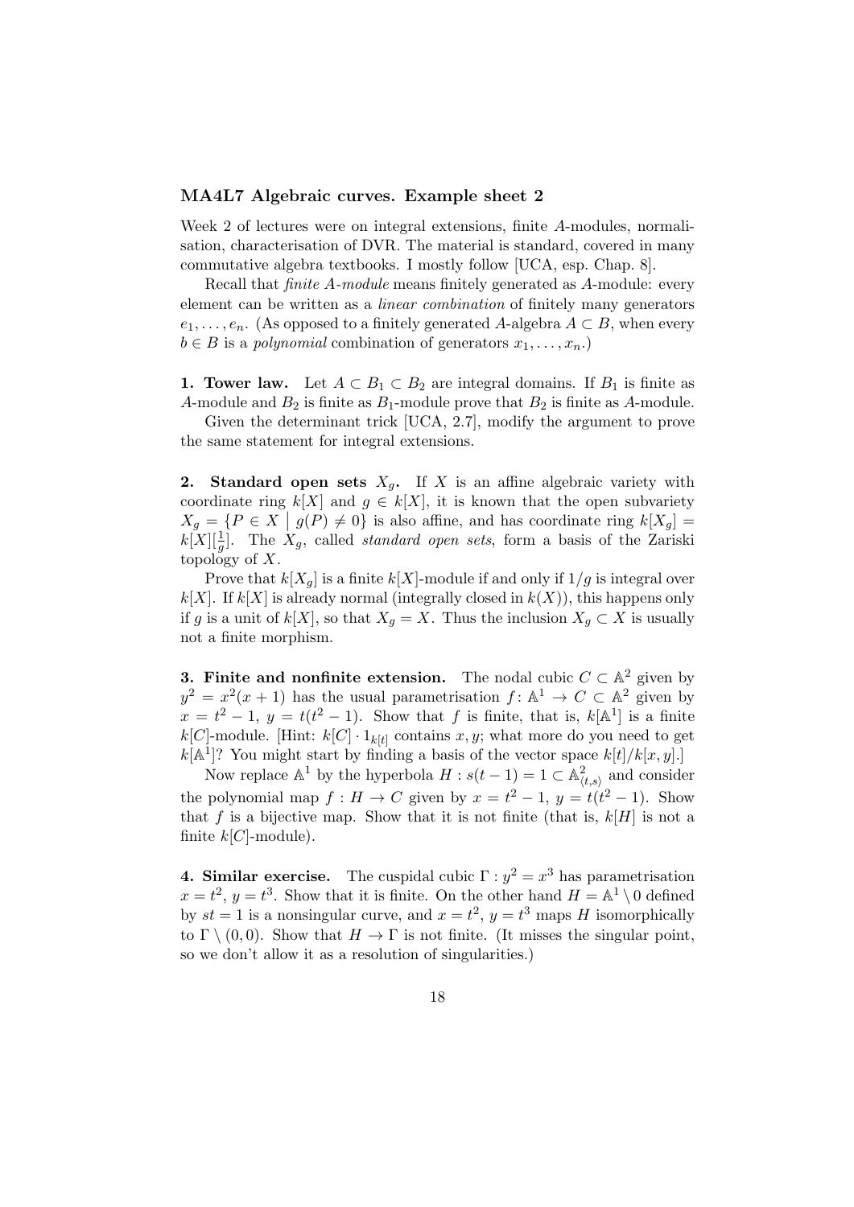### MA4L7 Algebraic curves. Example sheet 2

Week 2 of lectures were on integral extensions, finite $A$-modules, normalisation, characterisation of DVR. The material is standard, covered in many commutative algebra textbooks. I mostly follow [UCA, esp. Chap. 8].

Recall that *finite $A$-module* means finitely generated as $A$-module: every element can be written as a *linear combination* of finitely many generators $e_1, \dots, e_n$. (As opposed to a finitely generated $A$-algebra $A \subset B$, when every $b \in B$ is a *polynomial* combination of generators $x_1, \dots, x_n$.)

**1. Tower law.** Let $A \subset B_1 \subset B_2$ are integral domains. If $B_1$ is finite as $A$-module and $B_2$ is finite as $B_1$-module prove that $B_2$ is finite as $A$-module.

Given the determinant trick [UCA, 2.7], modify the argument to prove the same statement for integral extensions.

**2. Standard open sets $X_g$.** If $X$ is an affine algebraic variety with coordinate ring $k[X]$ and $g \in k[X]$, it is known that the open subvariety $X_g = \{P \in X \mid g(P) \neq 0\}$ is also affine, and has coordinate ring $k[X_g] = k[X][\frac{1}{g}]$. The $X_g$, called *standard open sets*, form a basis of the Zariski topology of $X$.

Prove that $k[X_g]$ is a finite $k[X]$-module if and only if $1/g$ is integral over $k[X]$. If $k[X]$ is already normal (integrally closed in $k(X)$), this happens only if $g$ is a unit of $k[X]$, so that $X_g = X$. Thus the inclusion $X_g \subset X$ is usually not a finite morphism.

**3. Finite and nonfinite extension.** The nodal cubic $C \subset \mathbb{A}^2$ given by $y^2 = x^2(x+1)$ has the usual parametrisation $f \colon \mathbb{A}^1 \to C \subset \mathbb{A}^2$ given by $x = t^2 - 1$, $y = t(t^2 - 1)$. Show that $f$ is finite, that is, $k[\mathbb{A}^1]$ is a finite $k[C]$-module. [Hint: $k[C] \cdot 1_{k[t]}$ contains $x, y$; what more do you need to get $k[\mathbb{A}^1]$? You might start by finding a basis of the vector space $k[t]/k[x,y]$.]

Now replace $\mathbb{A}^1$ by the hyperbola $H : s(t-1) = 1 \subset \mathbb{A}^2_{\langle t,s \rangle}$ and consider the polynomial map $f : H \to C$ given by $x = t^2 - 1$, $y = t(t^2 - 1)$. Show that $f$ is a bijective map. Show that it is not finite (that is, $k[H]$ is not a finite $k[C]$-module).

**4. Similar exercise.** The cuspidal cubic $\Gamma : y^2 = x^3$ has parametrisation $x = t^2$, $y = t^3$. Show that it is finite. On the other hand $H = \mathbb{A}^1 \setminus 0$ defined by $st = 1$ is a nonsingular curve, and $x = t^2$, $y = t^3$ maps $H$ isomorphically to $\Gamma \setminus (0,0)$. Show that $H \to \Gamma$ is not finite. (It misses the singular point, so we don't allow it as a resolution of singularities.)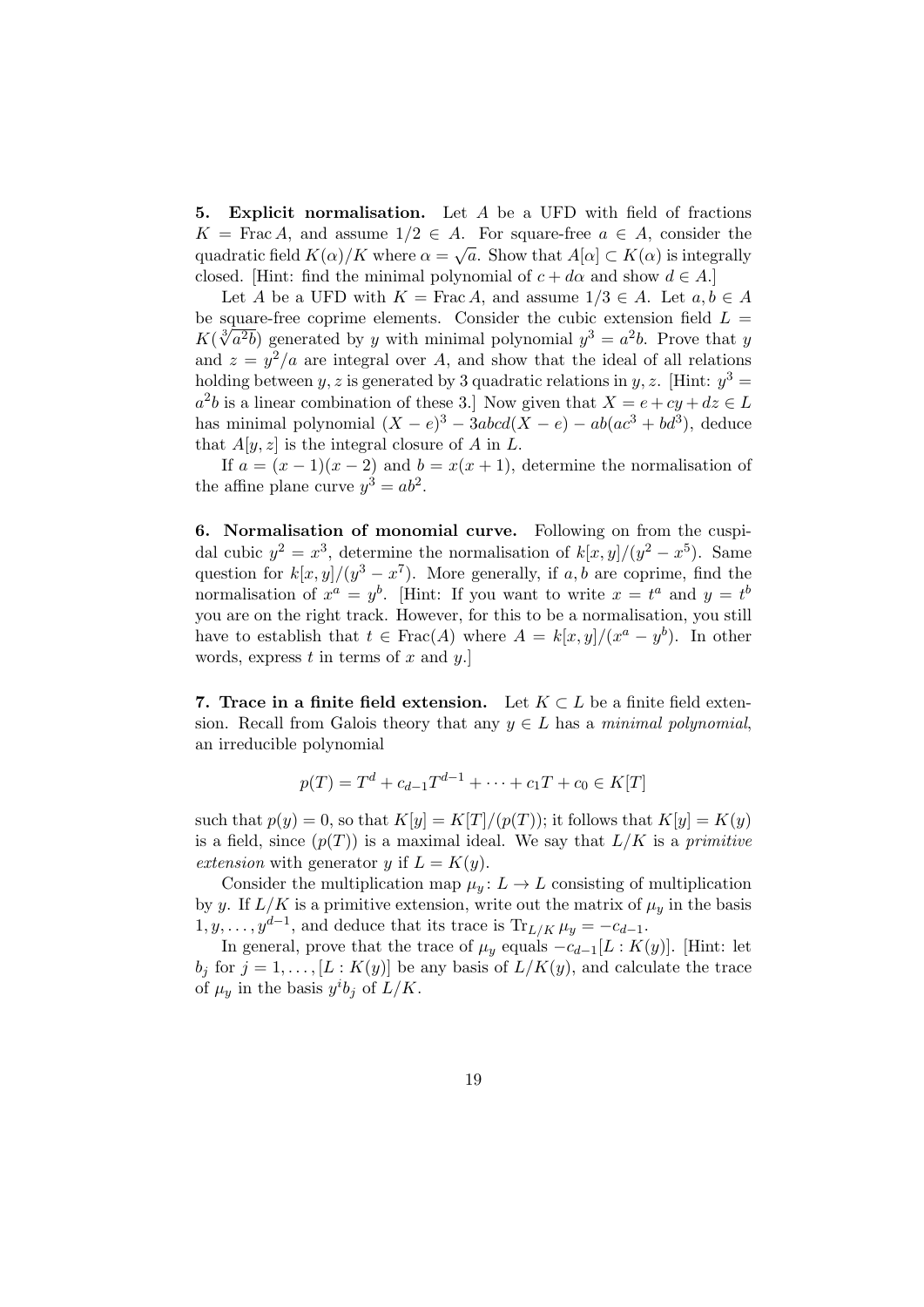**5. Explicit normalisation.** Let $A$ be a UFD with field of fractions $K = \operatorname{Frac} A$, and assume $1/2 \in A$. For square-free $a \in A$, consider the quadratic field $K(\alpha)/K$ where $\alpha = \sqrt{a}$. Show that $A[\alpha] \subset K(\alpha)$ is integrally closed. [Hint: find the minimal polynomial of $c + d\alpha$ and show $d \in A$.]

Let $A$ be a UFD with $K = \operatorname{Frac} A$, and assume $1/3 \in A$. Let $a, b \in A$ be square-free coprime elements. Consider the cubic extension field $L = K(\sqrt[3]{a^2 b})$ generated by $y$ with minimal polynomial $y^3 = a^2 b$. Prove that $y$ and $z = y^2/a$ are integral over $A$, and show that the ideal of all relations holding between $y, z$ is generated by 3 quadratic relations in $y, z$. [Hint: $y^3 = a^2 b$ is a linear combination of these 3.] Now given that $X = e + cy + dz \in L$ has minimal polynomial $(X - e)^3 - 3abcd(X - e) - ab(ac^3 + bd^3)$, deduce that $A[y, z]$ is the integral closure of $A$ in $L$.

If $a = (x - 1)(x - 2)$ and $b = x(x + 1)$, determine the normalisation of the affine plane curve $y^3 = ab^2$.

**6. Normalisation of monomial curve.** Following on from the cuspidal cubic $y^2 = x^3$, determine the normalisation of $k[x, y]/(y^2 - x^5)$. Same question for $k[x, y]/(y^3 - x^7)$. More generally, if $a, b$ are coprime, find the normalisation of $x^a = y^b$. [Hint: If you want to write $x = t^a$ and $y = t^b$ you are on the right track. However, for this to be a normalisation, you still have to establish that $t \in \operatorname{Frac}(A)$ where $A = k[x, y]/(x^a - y^b)$. In other words, express $t$ in terms of $x$ and $y$.]

**7. Trace in a finite field extension.** Let $K \subset L$ be a finite field extension. Recall from Galois theory that any $y \in L$ has a *minimal polynomial*, an irreducible polynomial

$$p(T) = T^d + c_{d-1} T^{d-1} + \cdots + c_1 T + c_0 \in K[T]$$

such that $p(y) = 0$, so that $K[y] = K[T]/(p(T))$; it follows that $K[y] = K(y)$ is a field, since $(p(T))$ is a maximal ideal. We say that $L/K$ is a *primitive extension* with generator $y$ if $L = K(y)$.

Consider the multiplication map $\mu_y \colon L \to L$ consisting of multiplication by $y$. If $L/K$ is a primitive extension, write out the matrix of $\mu_y$ in the basis $1, y, \ldots, y^{d-1}$, and deduce that its trace is $\operatorname{Tr}_{L/K} \mu_y = -c_{d-1}$.

In general, prove that the trace of $\mu_y$ equals $-c_{d-1}[L : K(y)]$. [Hint: let $b_j$ for $j = 1, \ldots, [L : K(y)]$ be any basis of $L/K(y)$, and calculate the trace of $\mu_y$ in the basis $y^i b_j$ of $L/K$.